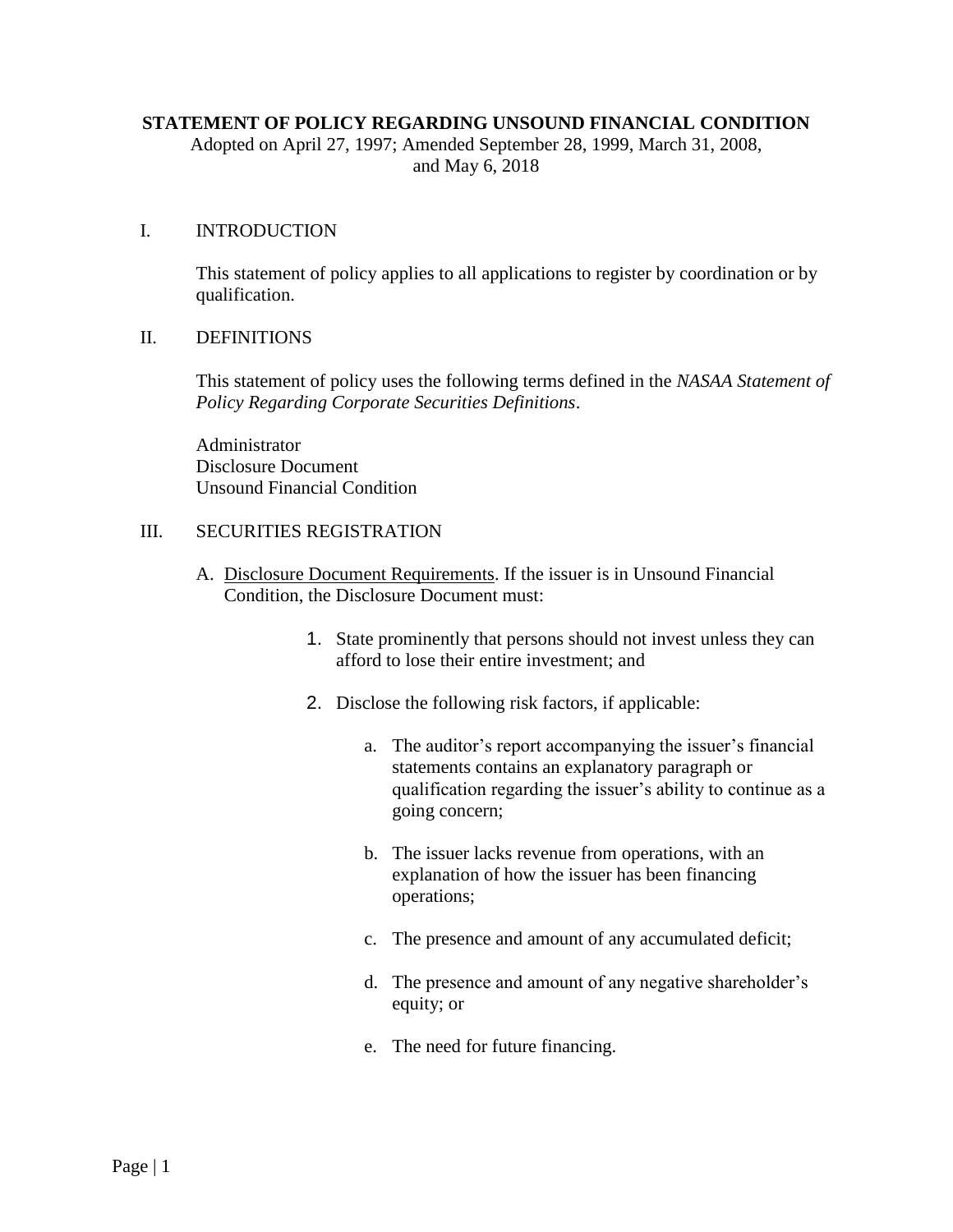# STATEMENT OF POLICY REGARDING UNSOUND FINANCIAL CONDITION

Adopted on April 27, 1997; Amended September 28, 1999, March 31, 2008, and May 6, 2018

## I. INTRODUCTION

This statement of policy applies to all applications to register by coordination or by qualification.

## II. DEFINITIONS

This statement of policy uses the following terms defined in the *NASAA Statement of Policy Regarding Corporate Securities Definitions*.

Administrator
Disclosure Document
Unsound Financial Condition

## III. SECURITIES REGISTRATION

A. Disclosure Document Requirements. If the issuer is in Unsound Financial Condition, the Disclosure Document must:

1. State prominently that persons should not invest unless they can afford to lose their entire investment; and

2. Disclose the following risk factors, if applicable:

   a. The auditor's report accompanying the issuer's financial statements contains an explanatory paragraph or qualification regarding the issuer's ability to continue as a going concern;

   b. The issuer lacks revenue from operations, with an explanation of how the issuer has been financing operations;

   c. The presence and amount of any accumulated deficit;

   d. The presence and amount of any negative shareholder's equity; or

   e. The need for future financing.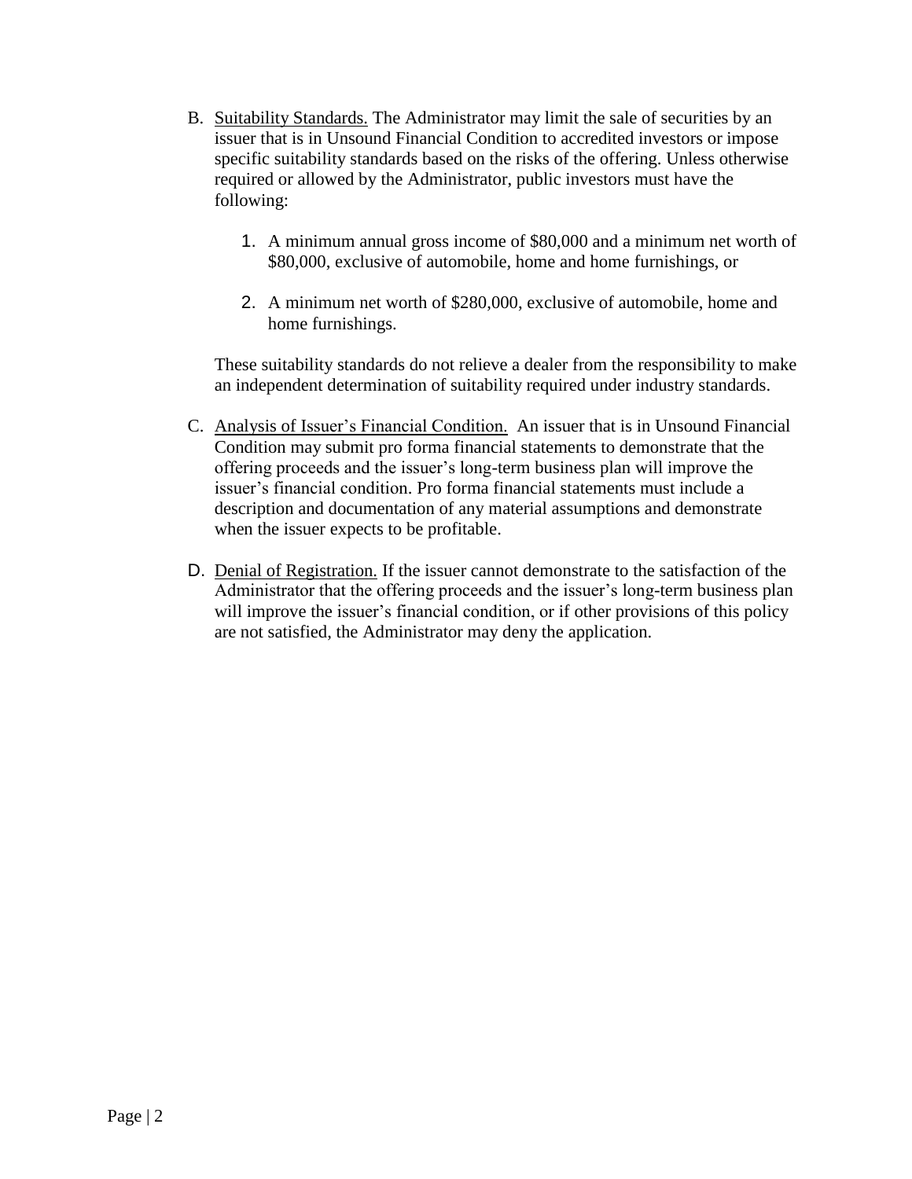B. Suitability Standards. The Administrator may limit the sale of securities by an issuer that is in Unsound Financial Condition to accredited investors or impose specific suitability standards based on the risks of the offering. Unless otherwise required or allowed by the Administrator, public investors must have the following:

   1. A minimum annual gross income of $80,000 and a minimum net worth of $80,000, exclusive of automobile, home and home furnishings, or

   2. A minimum net worth of $280,000, exclusive of automobile, home and home furnishings.

   These suitability standards do not relieve a dealer from the responsibility to make an independent determination of suitability required under industry standards.

C. Analysis of Issuer's Financial Condition. An issuer that is in Unsound Financial Condition may submit pro forma financial statements to demonstrate that the offering proceeds and the issuer's long-term business plan will improve the issuer's financial condition. Pro forma financial statements must include a description and documentation of any material assumptions and demonstrate when the issuer expects to be profitable.

D. Denial of Registration. If the issuer cannot demonstrate to the satisfaction of the Administrator that the offering proceeds and the issuer's long-term business plan will improve the issuer's financial condition, or if other provisions of this policy are not satisfied, the Administrator may deny the application.